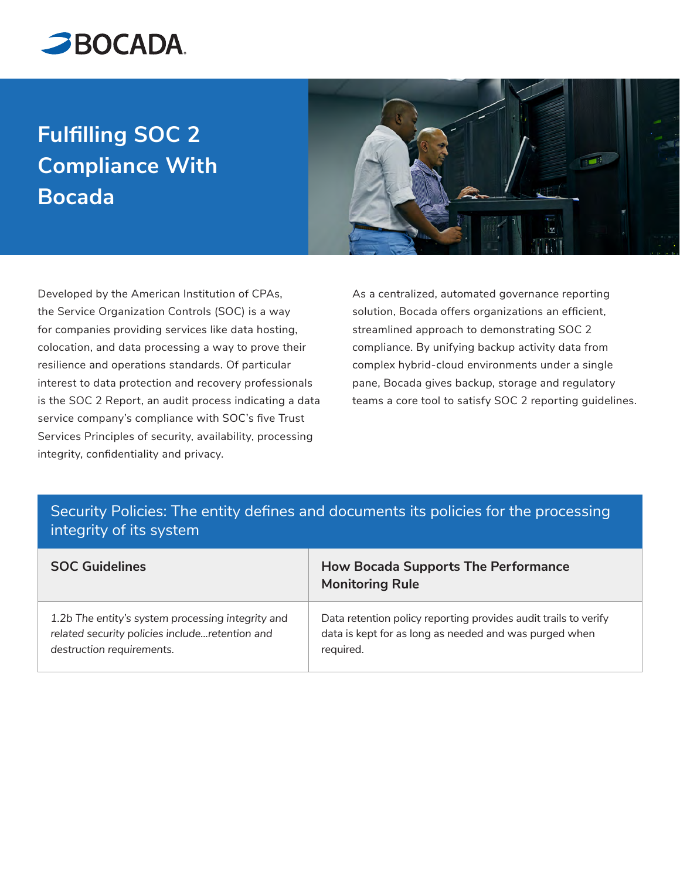BOCADA

# Fulfilling SOC 2 Compliance With Bocada

Developed by the American Institution of CPAs, the Service Organization Controls (SOC) is a way for companies providing services like data hosting, colocation, and data processing a way to prove their resilience and operations standards. Of particular interest to data protection and recovery professionals is the SOC 2 Report, an audit process indicating a data service company's compliance with SOC's five Trust Services Principles of security, availability, processing integrity, confidentiality and privacy.

As a centralized, automated governance reporting solution, Bocada offers organizations an efficient, streamlined approach to demonstrating SOC 2 compliance. By unifying backup activity data from complex hybrid-cloud environments under a single pane, Bocada gives backup, storage and regulatory teams a core tool to satisfy SOC 2 reporting guidelines.

## Security Policies: The entity defines and documents its policies for the processing integrity of its system

| SOC Guidelines | How Bocada Supports The Performance Monitoring Rule |
|---|---|
| *1.2b The entity's system processing integrity and related security policies include...retention and destruction requirements.* | Data retention policy reporting provides audit trails to verify data is kept for as long as needed and was purged when required. |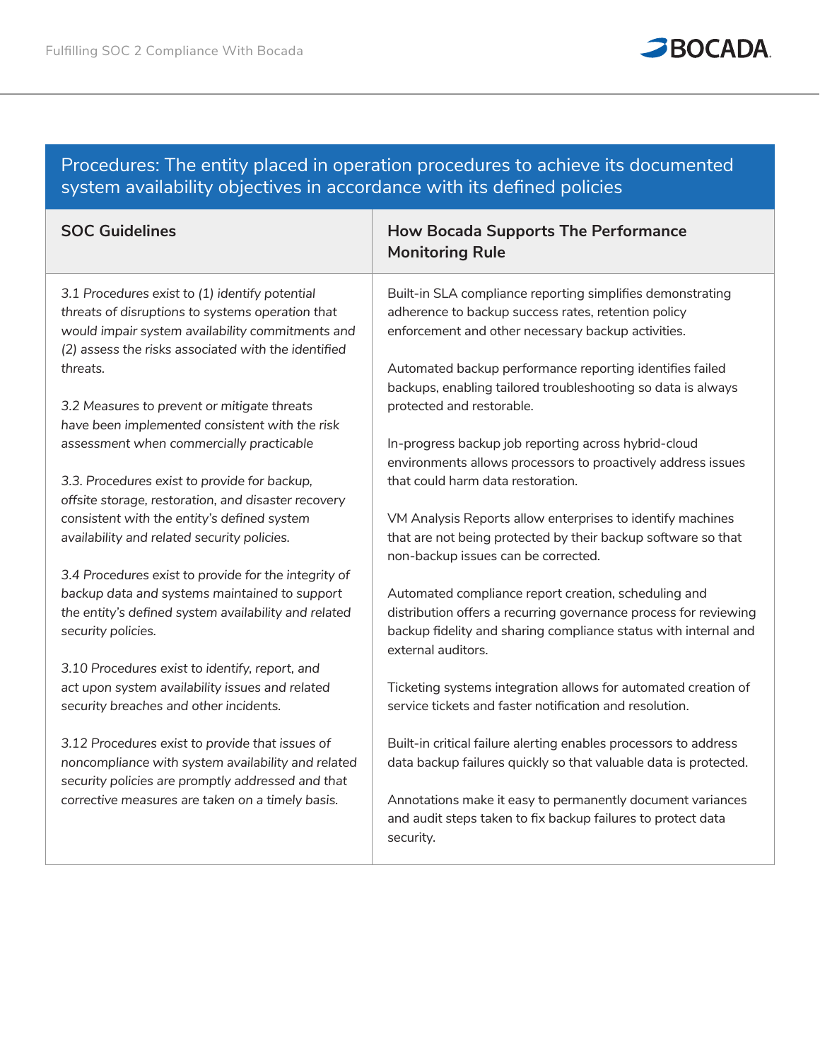## Procedures: The entity placed in operation procedures to achieve its documented system availability objectives in accordance with its defined policies

| SOC Guidelines | How Bocada Supports The Performance Monitoring Rule |
| --- | --- |
| *3.1 Procedures exist to (1) identify potential threats of disruptions to systems operation that would impair system availability commitments and (2) assess the risks associated with the identified threats.*<br><br>*3.2 Measures to prevent or mitigate threats have been implemented consistent with the risk assessment when commercially practicable*<br><br>*3.3. Procedures exist to provide for backup, offsite storage, restoration, and disaster recovery consistent with the entity's defined system availability and related security policies.*<br><br>*3.4 Procedures exist to provide for the integrity of backup data and systems maintained to support the entity's defined system availability and related security policies.*<br><br>*3.10 Procedures exist to identify, report, and act upon system availability issues and related security breaches and other incidents.*<br><br>*3.12 Procedures exist to provide that issues of noncompliance with system availability and related security policies are promptly addressed and that corrective measures are taken on a timely basis.* | Built-in SLA compliance reporting simplifies demonstrating adherence to backup success rates, retention policy enforcement and other necessary backup activities.<br><br>Automated backup performance reporting identifies failed backups, enabling tailored troubleshooting so data is always protected and restorable.<br><br>In-progress backup job reporting across hybrid-cloud environments allows processors to proactively address issues that could harm data restoration.<br><br>VM Analysis Reports allow enterprises to identify machines that are not being protected by their backup software so that non-backup issues can be corrected.<br><br>Automated compliance report creation, scheduling and distribution offers a recurring governance process for reviewing backup fidelity and sharing compliance status with internal and external auditors.<br><br>Ticketing systems integration allows for automated creation of service tickets and faster notification and resolution.<br><br>Built-in critical failure alerting enables processors to address data backup failures quickly so that valuable data is protected.<br><br>Annotations make it easy to permanently document variances and audit steps taken to fix backup failures to protect data security. |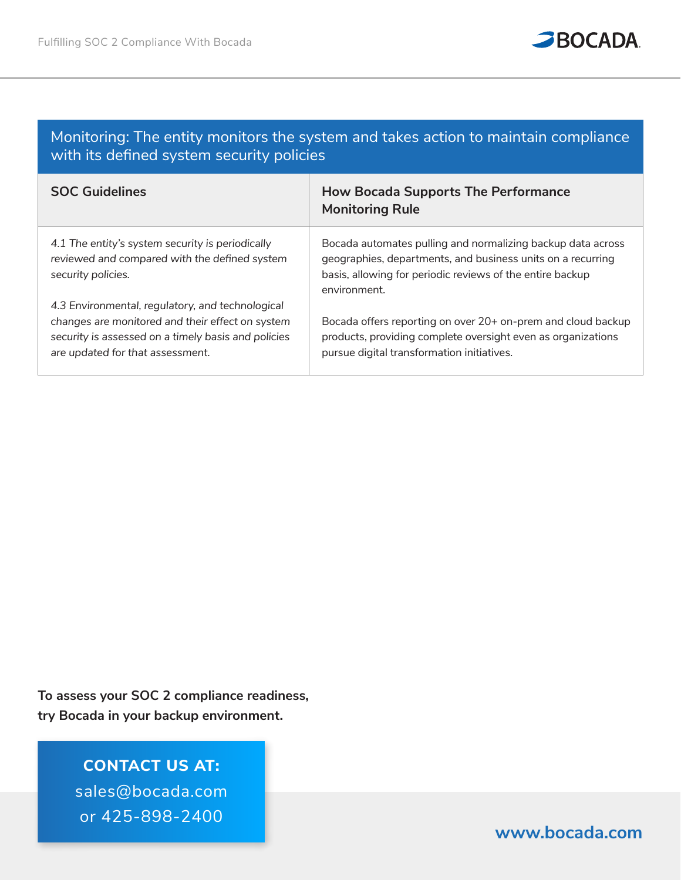## Monitoring: The entity monitors the system and takes action to maintain compliance with its defined system security policies

| SOC Guidelines | How Bocada Supports The Performance Monitoring Rule |
| --- | --- |
| *4.1 The entity's system security is periodically reviewed and compared with the defined system security policies.*<br><br>*4.3 Environmental, regulatory, and technological changes are monitored and their effect on system security is assessed on a timely basis and policies are updated for that assessment.* | Bocada automates pulling and normalizing backup data across geographies, departments, and business units on a recurring basis, allowing for periodic reviews of the entire backup environment.<br><br>Bocada offers reporting on over 20+ on-prem and cloud backup products, providing complete oversight even as organizations pursue digital transformation initiatives. |

**To assess your SOC 2 compliance readiness, try Bocada in your backup environment.**

**CONTACT US AT:**
sales@bocada.com
or 425-898-2400

**www.bocada.com**